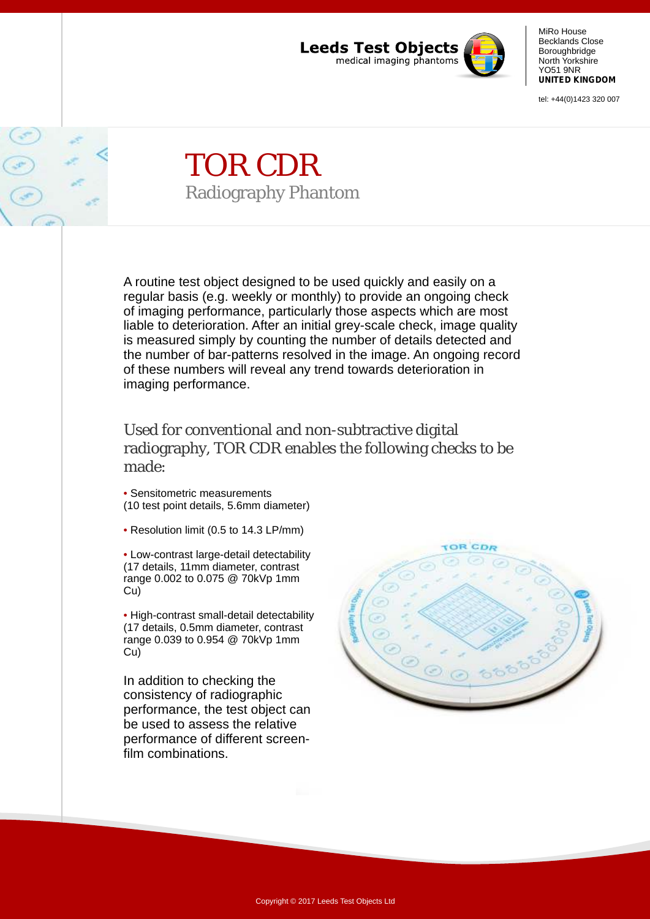Leeds Test Objects
medical imaging phantoms

MiRo House
Becklands Close
Boroughbridge
North Yorkshire
YO51 9NR
**UNITED KINGDOM**

tel: +44(0)1423 320 007

# TOR CDR

## Radiography Phantom

A routine test object designed to be used quickly and easily on a regular basis (e.g. weekly or monthly) to provide an ongoing check of imaging performance, particularly those aspects which are most liable to deterioration. After an initial grey-scale check, image quality is measured simply by counting the number of details detected and the number of bar-patterns resolved in the image. An ongoing record of these numbers will reveal any trend towards deterioration in imaging performance.

### Used for conventional and non-subtractive digital radiography, TOR CDR enables the following checks to be made:

- Sensitometric measurements (10 test point details, 5.6mm diameter)
- Resolution limit (0.5 to 14.3 LP/mm)
- Low-contrast large-detail detectability (17 details, 11mm diameter, contrast range 0.002 to 0.075 @ 70kVp 1mm Cu)
- High-contrast small-detail detectability (17 details, 0.5mm diameter, contrast range 0.039 to 0.954 @ 70kVp 1mm Cu)

In addition to checking the consistency of radiographic performance, the test object can be used to assess the relative performance of different screen-film combinations.

Copyright © 2017 Leeds Test Objects Ltd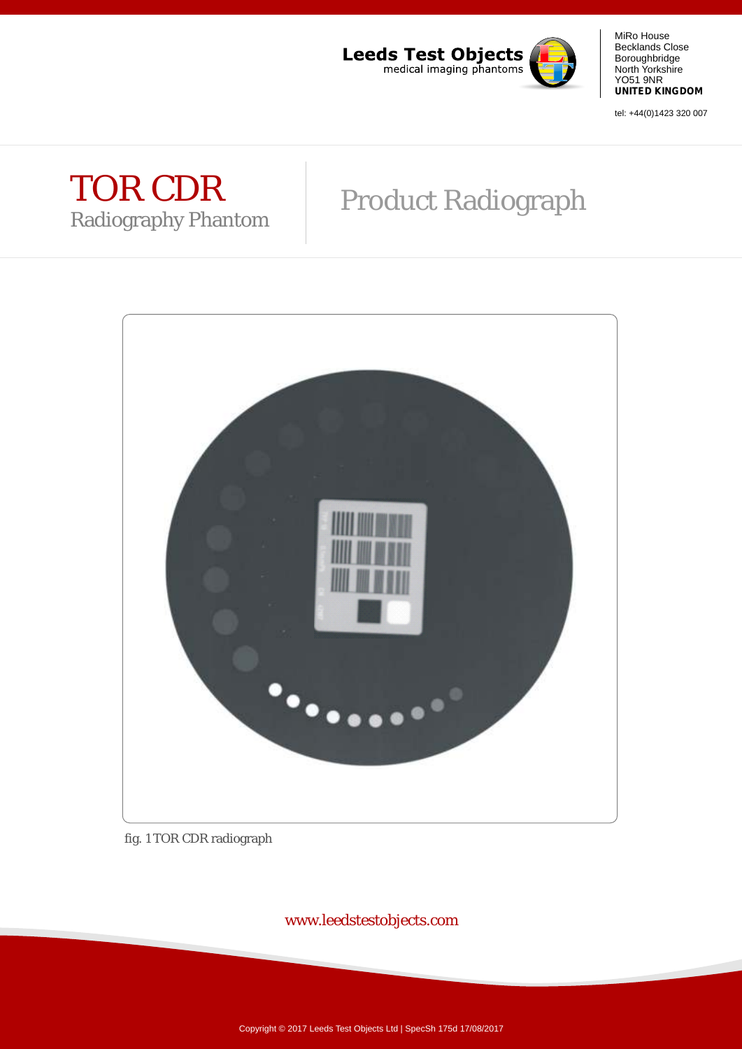Leeds Test Objects
medical imaging phantoms

MiRo House
Becklands Close
Boroughbridge
North Yorkshire
YO51 9NR
**UNITED KINGDOM**

tel: +44(0)1423 320 007

# TOR CDR

Radiography Phantom

## Product Radiograph

fig. 1 TOR CDR radiograph

www.leedstestobjects.com

Copyright © 2017 Leeds Test Objects Ltd | SpecSh 175d 17/08/2017